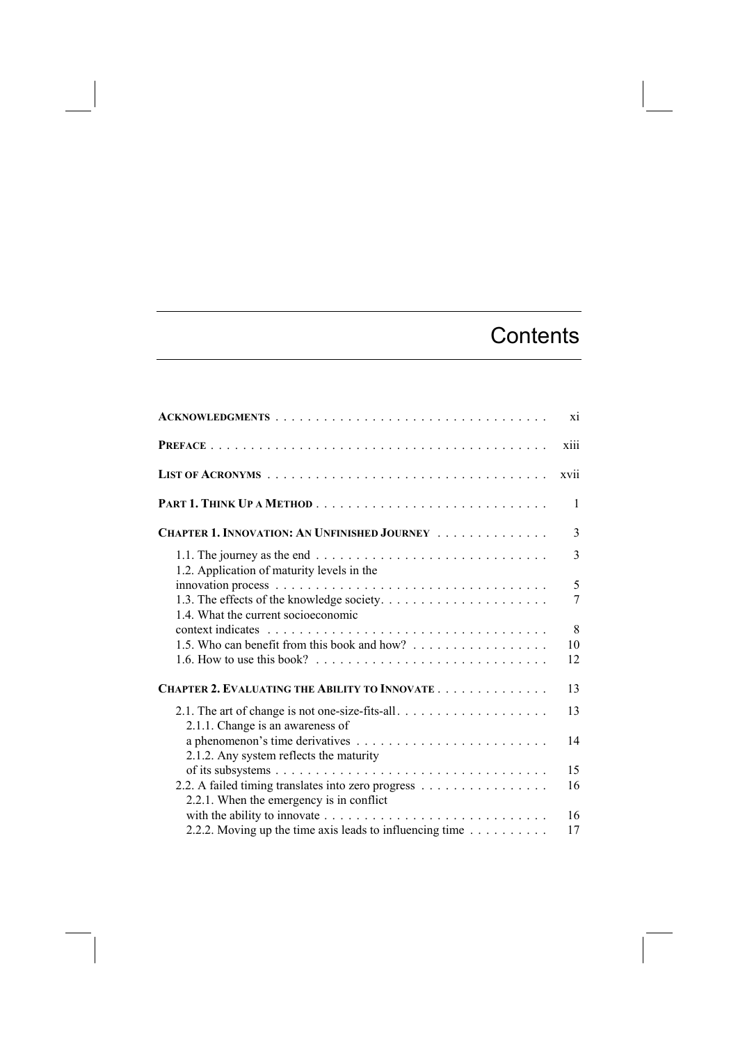# Contents

| | |
|---|---|
| **ACKNOWLEDGMENTS** | xi |
| **PREFACE** | xiii |
| **LIST OF ACRONYMS** | xvii |
| **PART 1. THINK UP A METHOD** | 1 |
| **CHAPTER 1. INNOVATION: AN UNFINISHED JOURNEY** | 3 |
| 1.1. The journey as the end | 3 |
| 1.2. Application of maturity levels in the innovation process | 5 |
| 1.3. The effects of the knowledge society | 7 |
| 1.4. What the current socioeconomic context indicates | 8 |
| 1.5. Who can benefit from this book and how? | 10 |
| 1.6. How to use this book? | 12 |
| **CHAPTER 2. EVALUATING THE ABILITY TO INNOVATE** | 13 |
| 2.1. The art of change is not one-size-fits-all | 13 |
| 2.1.1. Change is an awareness of a phenomenon's time derivatives | 14 |
| 2.1.2. Any system reflects the maturity of its subsystems | 15 |
| 2.2. A failed timing translates into zero progress | 16 |
| 2.2.1. When the emergency is in conflict with the ability to innovate | 16 |
| 2.2.2. Moving up the time axis leads to influencing time | 17 |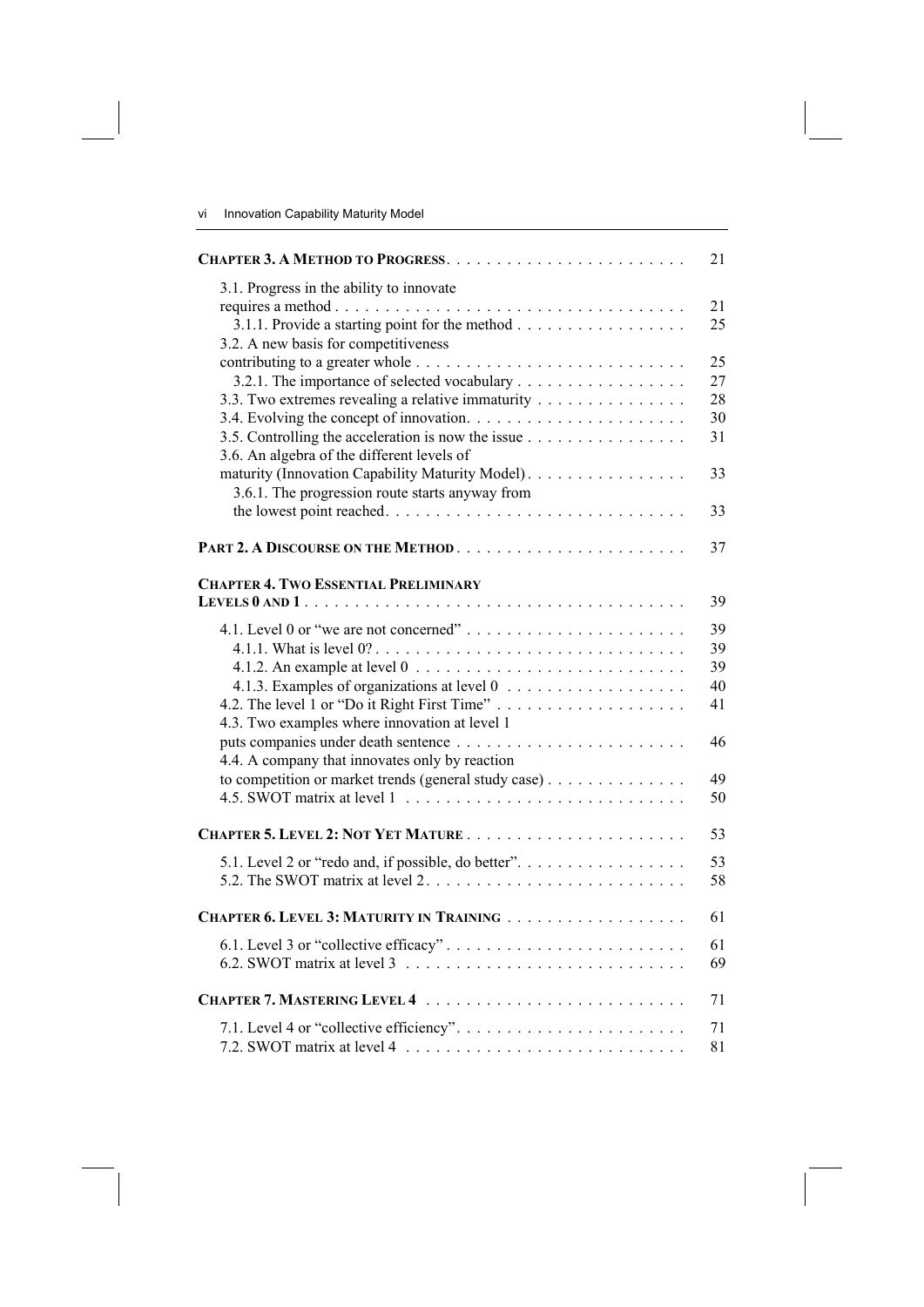**CHAPTER 3. A METHOD TO PROGRESS** . . . . . . . . . . 21

3.1. Progress in the ability to innovate requires a method . . . . . . . . . . 21

3.1.1. Provide a starting point for the method . . . . . . . . . . 25

3.2. A new basis for competitiveness contributing to a greater whole . . . . . . . . . . 25

3.2.1. The importance of selected vocabulary . . . . . . . . . . 27

3.3. Two extremes revealing a relative immaturity . . . . . . . . . . 28

3.4. Evolving the concept of innovation . . . . . . . . . . 30

3.5. Controlling the acceleration is now the issue . . . . . . . . . . 31

3.6. An algebra of the different levels of maturity (Innovation Capability Maturity Model) . . . . . . . . . . 33

3.6.1. The progression route starts anyway from the lowest point reached . . . . . . . . . . 33

**PART 2. A DISCOURSE ON THE METHOD** . . . . . . . . . . 37

**CHAPTER 4. TWO ESSENTIAL PRELIMINARY LEVELS 0 AND 1** . . . . . . . . . . 39

4.1. Level 0 or "we are not concerned" . . . . . . . . . . 39

4.1.1. What is level 0? . . . . . . . . . . 39

4.1.2. An example at level 0 . . . . . . . . . . 39

4.1.3. Examples of organizations at level 0 . . . . . . . . . . 40

4.2. The level 1 or "Do it Right First Time" . . . . . . . . . . 41

4.3. Two examples where innovation at level 1 puts companies under death sentence . . . . . . . . . . 46

4.4. A company that innovates only by reaction to competition or market trends (general study case) . . . . . . . . . . 49

4.5. SWOT matrix at level 1 . . . . . . . . . . 50

**CHAPTER 5. LEVEL 2: NOT YET MATURE** . . . . . . . . . . 53

5.1. Level 2 or "redo and, if possible, do better" . . . . . . . . . . 53

5.2. The SWOT matrix at level 2 . . . . . . . . . . 58

**CHAPTER 6. LEVEL 3: MATURITY IN TRAINING** . . . . . . . . . . 61

6.1. Level 3 or "collective efficacy" . . . . . . . . . . 61

6.2. SWOT matrix at level 3 . . . . . . . . . . 69

**CHAPTER 7. MASTERING LEVEL 4** . . . . . . . . . . 71

7.1. Level 4 or "collective efficiency" . . . . . . . . . . 71

7.2. SWOT matrix at level 4 . . . . . . . . . . 81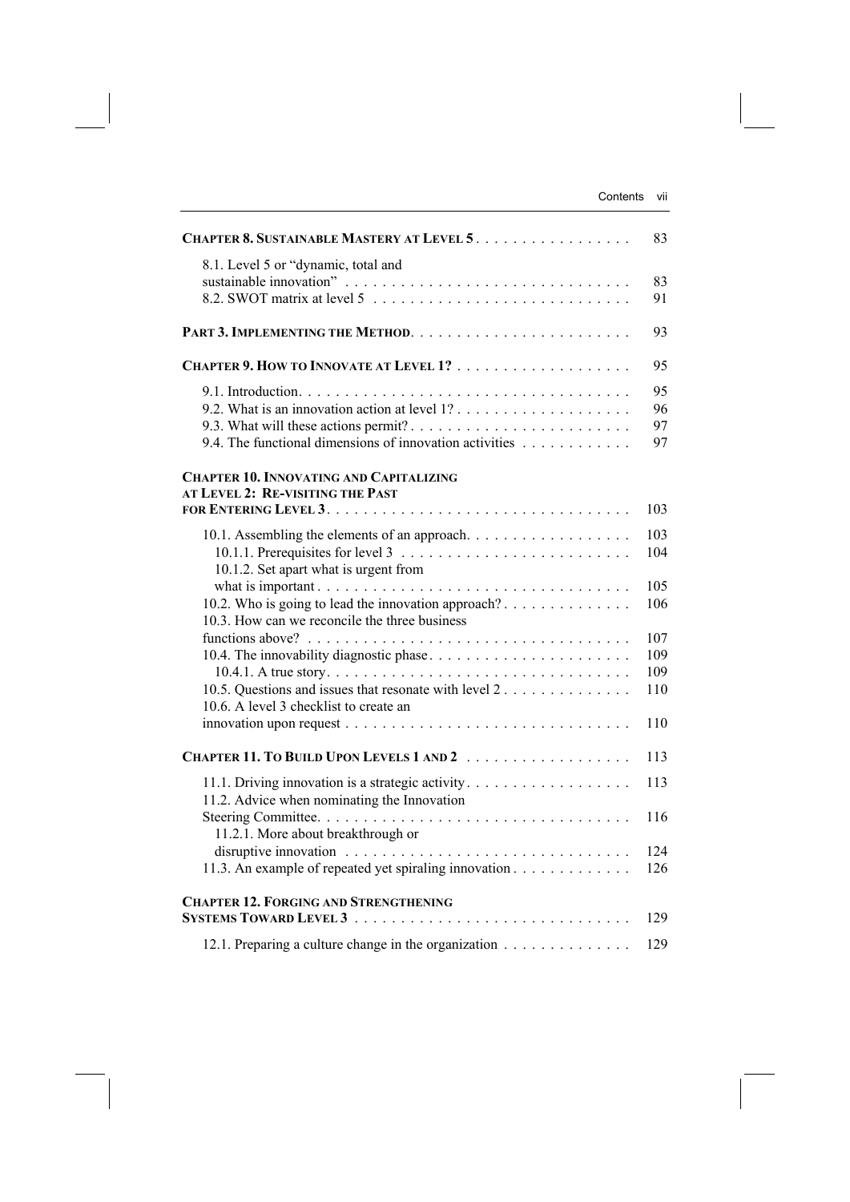**CHAPTER 8. SUSTAINABLE MASTERY AT LEVEL 5** . . . . . . . . . . . . . . . . . 83

8.1. Level 5 or "dynamic, total and sustainable innovation" . . . . . . . . . . . . . . . . . . . . . . . . . . . . . . 83
8.2. SWOT matrix at level 5 . . . . . . . . . . . . . . . . . . . . . . . . . . . 91

**PART 3. IMPLEMENTING THE METHOD**. . . . . . . . . . . . . . . . . . . . . . . . 93

**CHAPTER 9. HOW TO INNOVATE AT LEVEL 1?** . . . . . . . . . . . . . . . . . . . 95

9.1. Introduction. . . . . . . . . . . . . . . . . . . . . . . . . . . . . . . . . . . . 95
9.2. What is an innovation action at level 1? . . . . . . . . . . . . . . . . . . . 96
9.3. What will these actions permit? . . . . . . . . . . . . . . . . . . . . . . . . 97
9.4. The functional dimensions of innovation activities . . . . . . . . . . . . 97

**CHAPTER 10. INNOVATING AND CAPITALIZING AT LEVEL 2: RE-VISITING THE PAST FOR ENTERING LEVEL 3**. . . . . . . . . . . . . . . . . . . . . . . . . . . . . . . . 103

10.1. Assembling the elements of an approach. . . . . . . . . . . . . . . . . . 103
10.1.1. Prerequisites for level 3 . . . . . . . . . . . . . . . . . . . . . . . . . 104
10.1.2. Set apart what is urgent from what is important . . . . . . . . . . . . . . . . . . . . . . . . . . . . . . . . . . 105
10.2. Who is going to lead the innovation approach? . . . . . . . . . . . . . . 106
10.3. How can we reconcile the three business functions above? . . . . . . . . . . . . . . . . . . . . . . . . . . . . . . . . . . . 107
10.4. The innovability diagnostic phase. . . . . . . . . . . . . . . . . . . . . . 109
10.4.1. A true story. . . . . . . . . . . . . . . . . . . . . . . . . . . . . . . . . 109
10.5. Questions and issues that resonate with level 2 . . . . . . . . . . . . . . 110
10.6. A level 3 checklist to create an innovation upon request . . . . . . . . . . . . . . . . . . . . . . . . . . . . . . 110

**CHAPTER 11. TO BUILD UPON LEVELS 1 AND 2** . . . . . . . . . . . . . . . . . . 113

11.1. Driving innovation is a strategic activity. . . . . . . . . . . . . . . . . . . 113
11.2. Advice when nominating the Innovation Steering Committee. . . . . . . . . . . . . . . . . . . . . . . . . . . . . . . . . . 116
11.2.1. More about breakthrough or disruptive innovation . . . . . . . . . . . . . . . . . . . . . . . . . . . . . . . 124
11.3. An example of repeated yet spiraling innovation . . . . . . . . . . . . . 126

**CHAPTER 12. FORGING AND STRENGTHENING SYSTEMS TOWARD LEVEL 3** . . . . . . . . . . . . . . . . . . . . . . . . . . . . . . 129

12.1. Preparing a culture change in the organization . . . . . . . . . . . . . . 129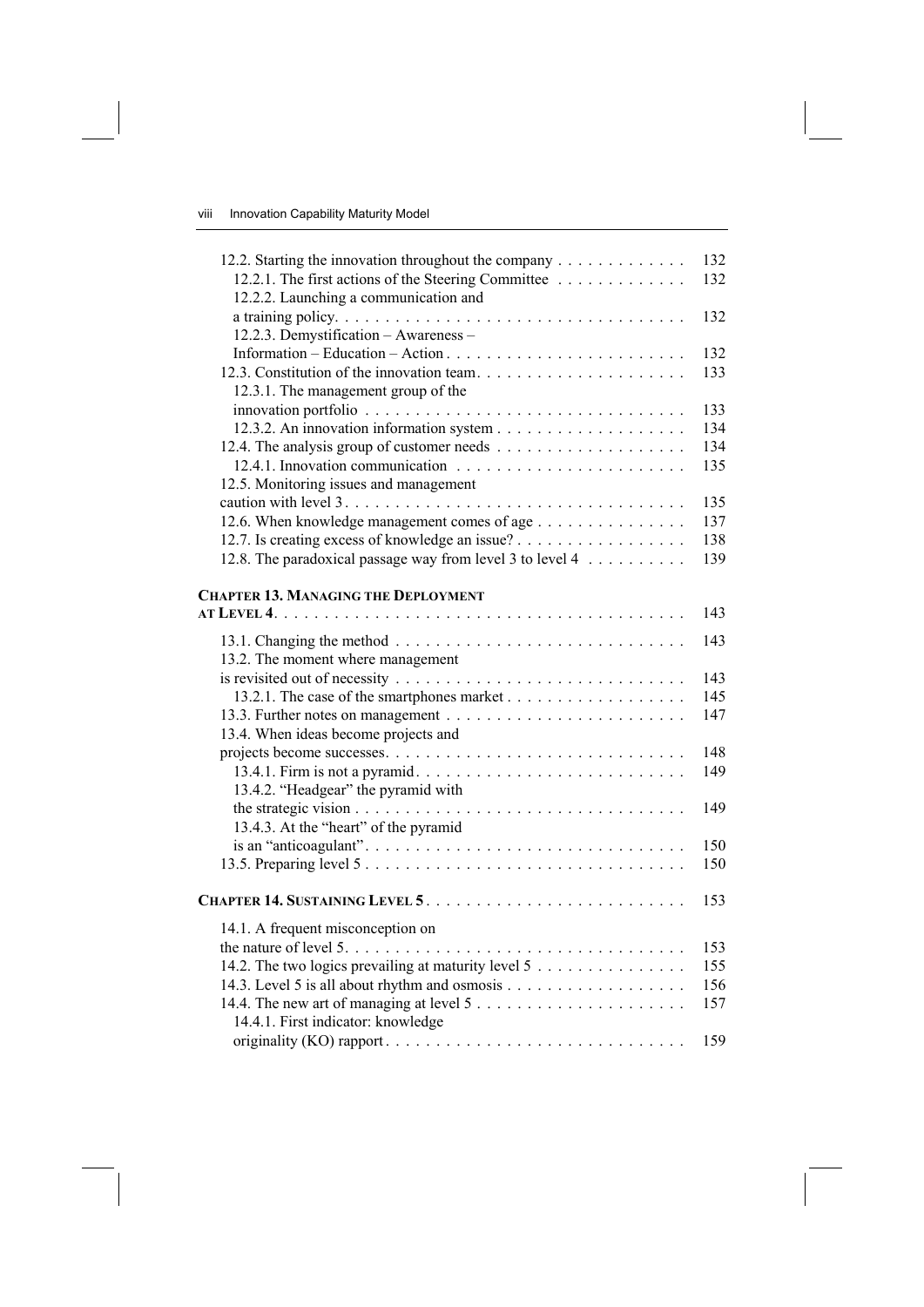12.2. Starting the innovation throughout the company . . . . . . . . . . . . . 132
12.2.1. The first actions of the Steering Committee . . . . . . . . . . . . . 132
12.2.2. Launching a communication and a training policy. . . . . . . . . . . . . . . . . . . . . . . . . . . . . . . . . . . 132
12.2.3. Demystification – Awareness – Information – Education – Action . . . . . . . . . . . . . . . . . . . . . . . . . 132
12.3. Constitution of the innovation team. . . . . . . . . . . . . . . . . . . . . 133
12.3.1. The management group of the innovation portfolio . . . . . . . . . . . . . . . . . . . . . . . . . . . . . . . 133
12.3.2. An innovation information system . . . . . . . . . . . . . . . . . . . 134
12.4. The analysis group of customer needs . . . . . . . . . . . . . . . . . . . 134
12.4.1. Innovation communication . . . . . . . . . . . . . . . . . . . . . . . 135
12.5. Monitoring issues and management caution with level 3. . . . . . . . . . . . . . . . . . . . . . . . . . . . . . . . . . 135
12.6. When knowledge management comes of age . . . . . . . . . . . . . . . 137
12.7. Is creating excess of knowledge an issue? . . . . . . . . . . . . . . . . . 138
12.8. The paradoxical passage way from level 3 to level 4 . . . . . . . . . . 139

**CHAPTER 13. MANAGING THE DEPLOYMENT AT LEVEL 4** . . . . . . . . . . . . . . . . . . . . . . . . . . . . . . . . . . . . . . . . . 143

13.1. Changing the method . . . . . . . . . . . . . . . . . . . . . . . . . . . . . 143
13.2. The moment where management is revisited out of necessity . . . . . . . . . . . . . . . . . . . . . . . . . . . . 143
13.2.1. The case of the smartphones market . . . . . . . . . . . . . . . . . . 145
13.3. Further notes on management . . . . . . . . . . . . . . . . . . . . . . . . 147
13.4. When ideas become projects and projects become successes. . . . . . . . . . . . . . . . . . . . . . . . . . . . . 148
13.4.1. Firm is not a pyramid. . . . . . . . . . . . . . . . . . . . . . . . . . . 149
13.4.2. “Headgear” the pyramid with the strategic vision . . . . . . . . . . . . . . . . . . . . . . . . . . . . . . . . . 149
13.4.3. At the “heart” of the pyramid is an “anticoagulant”. . . . . . . . . . . . . . . . . . . . . . . . . . . . . . . . 150
13.5. Preparing level 5 . . . . . . . . . . . . . . . . . . . . . . . . . . . . . . . . 150

**CHAPTER 14. SUSTAINING LEVEL 5** . . . . . . . . . . . . . . . . . . . . . . . . . . 153

14.1. A frequent misconception on the nature of level 5. . . . . . . . . . . . . . . . . . . . . . . . . . . . . . . . . . 153
14.2. The two logics prevailing at maturity level 5 . . . . . . . . . . . . . . . 155
14.3. Level 5 is all about rhythm and osmosis . . . . . . . . . . . . . . . . . . 156
14.4. The new art of managing at level 5 . . . . . . . . . . . . . . . . . . . . . 157
14.4.1. First indicator: knowledge originality (KO) rapport . . . . . . . . . . . . . . . . . . . . . . . . . . . . . . 159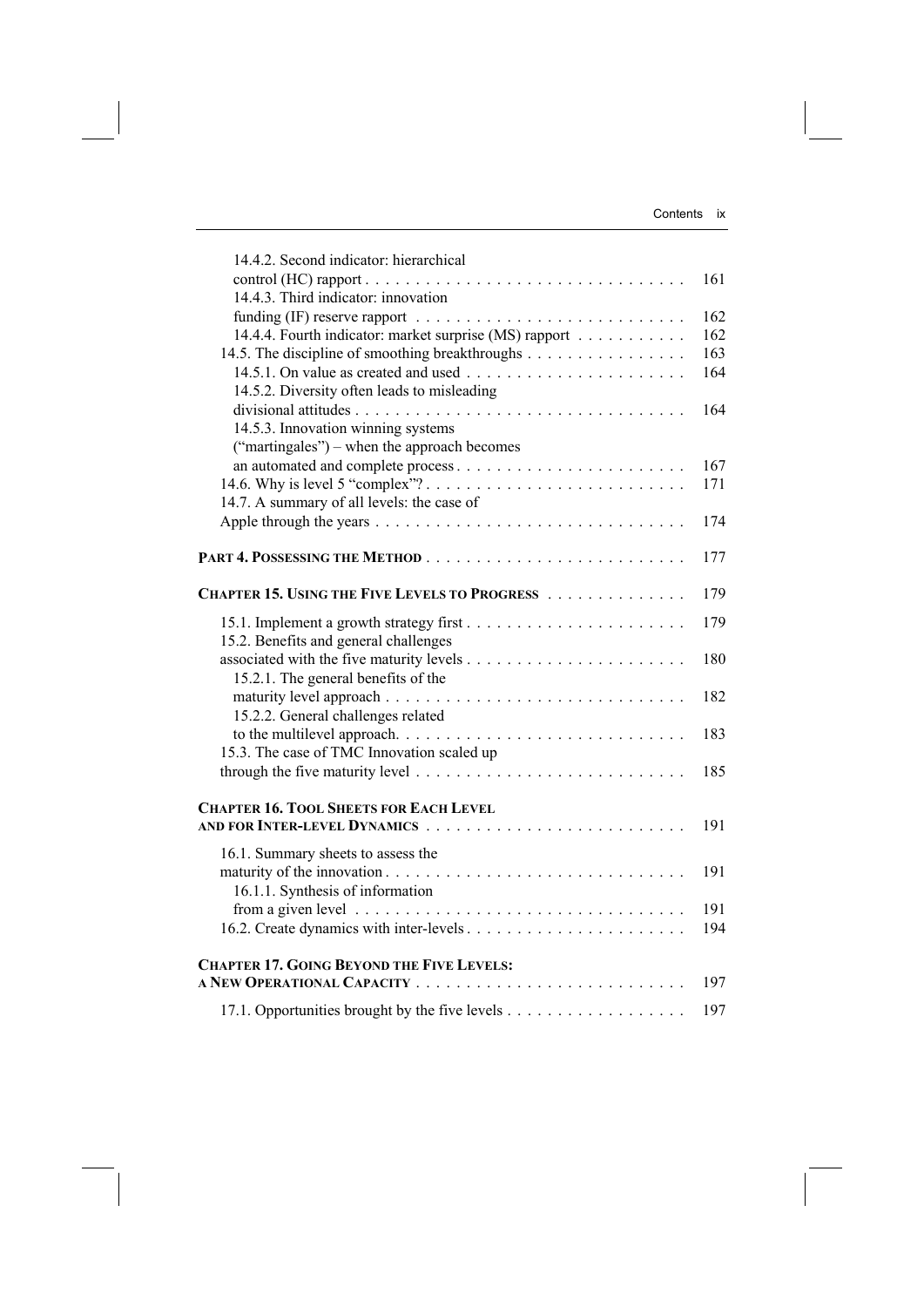14.4.2. Second indicator: hierarchical control (HC) rapport . . . . . . . . . . . . . . . . . . . . . . . . . . . . . . . . 161
14.4.3. Third indicator: innovation funding (IF) reserve rapport . . . . . . . . . . . . . . . . . . . . . . . . . . . 162
14.4.4. Fourth indicator: market surprise (MS) rapport . . . . . . . . . . . 162
14.5. The discipline of smoothing breakthroughs . . . . . . . . . . . . . . . . 163
14.5.1. On value as created and used . . . . . . . . . . . . . . . . . . . . . . . 164
14.5.2. Diversity often leads to misleading divisional attitudes . . . . . . . . . . . . . . . . . . . . . . . . . . . . . . . . . 164
14.5.3. Innovation winning systems ("martingales") – when the approach becomes an automated and complete process . . . . . . . . . . . . . . . . . . . . . . . . 167
14.6. Why is level 5 "complex"? . . . . . . . . . . . . . . . . . . . . . . . . . . . 171
14.7. A summary of all levels: the case of Apple through the years . . . . . . . . . . . . . . . . . . . . . . . . . . . . . . . 174

**PART 4. POSSESSING THE METHOD** . . . . . . . . . . . . . . . . . . . . . . . . . . 177

**CHAPTER 15. USING THE FIVE LEVELS TO PROGRESS** . . . . . . . . . . . . . . 179

15.1. Implement a growth strategy first . . . . . . . . . . . . . . . . . . . . . . . 179
15.2. Benefits and general challenges associated with the five maturity levels . . . . . . . . . . . . . . . . . . . . . . 180
15.2.1. The general benefits of the maturity level approach . . . . . . . . . . . . . . . . . . . . . . . . . . . . . . 182
15.2.2. General challenges related to the multilevel approach. . . . . . . . . . . . . . . . . . . . . . . . . . . . . . 183
15.3. The case of TMC Innovation scaled up through the five maturity level . . . . . . . . . . . . . . . . . . . . . . . . . . . 185

**CHAPTER 16. TOOL SHEETS FOR EACH LEVEL AND FOR INTER-LEVEL DYNAMICS** . . . . . . . . . . . . . . . . . . . . . . . . . . 191

16.1. Summary sheets to assess the maturity of the innovation . . . . . . . . . . . . . . . . . . . . . . . . . . . . . . 191
16.1.1. Synthesis of information from a given level . . . . . . . . . . . . . . . . . . . . . . . . . . . . . . . . . 191
16.2. Create dynamics with inter-levels . . . . . . . . . . . . . . . . . . . . . . . 194

**CHAPTER 17. GOING BEYOND THE FIVE LEVELS: A NEW OPERATIONAL CAPACITY** . . . . . . . . . . . . . . . . . . . . . . . . . . 197

17.1. Opportunities brought by the five levels . . . . . . . . . . . . . . . . . . 197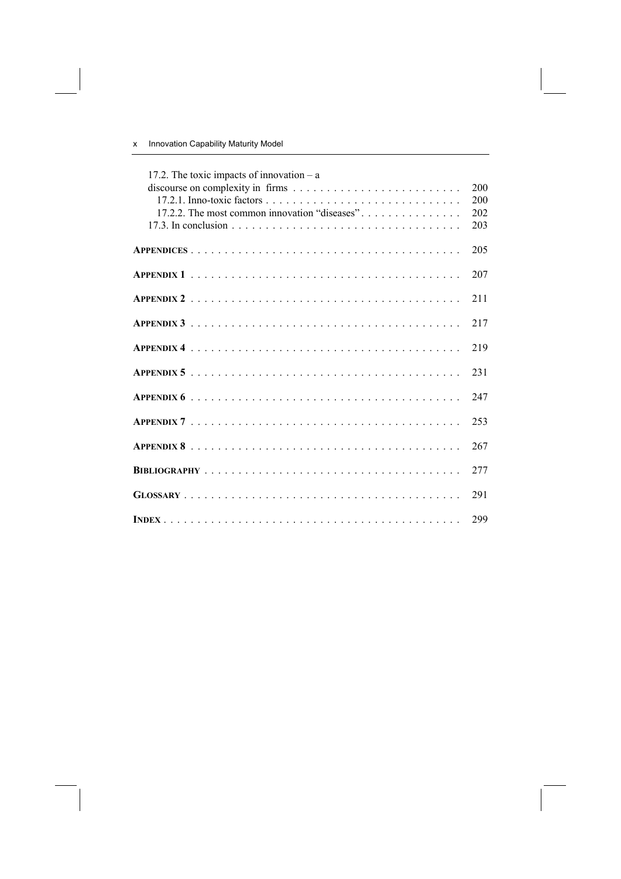17.2. The toxic impacts of innovation – a discourse on complexity in firms . . . . . . . . . . . . . . . . . . . . . . . . . 200
17.2.1. Inno-toxic factors . . . . . . . . . . . . . . . . . . . . . . . . . . . . . 200
17.2.2. The most common innovation "diseases" . . . . . . . . . . . . . . . 202
17.3. In conclusion . . . . . . . . . . . . . . . . . . . . . . . . . . . . . . . . . . . 203

**APPENDICES** . . . . . . . . . . . . . . . . . . . . . . . . . . . . . . . . . . . . . . . 205

**APPENDIX 1** . . . . . . . . . . . . . . . . . . . . . . . . . . . . . . . . . . . . . . . 207

**APPENDIX 2** . . . . . . . . . . . . . . . . . . . . . . . . . . . . . . . . . . . . . . . 211

**APPENDIX 3** . . . . . . . . . . . . . . . . . . . . . . . . . . . . . . . . . . . . . . . 217

**APPENDIX 4** . . . . . . . . . . . . . . . . . . . . . . . . . . . . . . . . . . . . . . . 219

**APPENDIX 5** . . . . . . . . . . . . . . . . . . . . . . . . . . . . . . . . . . . . . . . 231

**APPENDIX 6** . . . . . . . . . . . . . . . . . . . . . . . . . . . . . . . . . . . . . . . 247

**APPENDIX 7** . . . . . . . . . . . . . . . . . . . . . . . . . . . . . . . . . . . . . . . 253

**APPENDIX 8** . . . . . . . . . . . . . . . . . . . . . . . . . . . . . . . . . . . . . . . 267

**BIBLIOGRAPHY** . . . . . . . . . . . . . . . . . . . . . . . . . . . . . . . . . . . . . 277

**GLOSSARY** . . . . . . . . . . . . . . . . . . . . . . . . . . . . . . . . . . . . . . . . 291

**INDEX** . . . . . . . . . . . . . . . . . . . . . . . . . . . . . . . . . . . . . . . . . . . 299